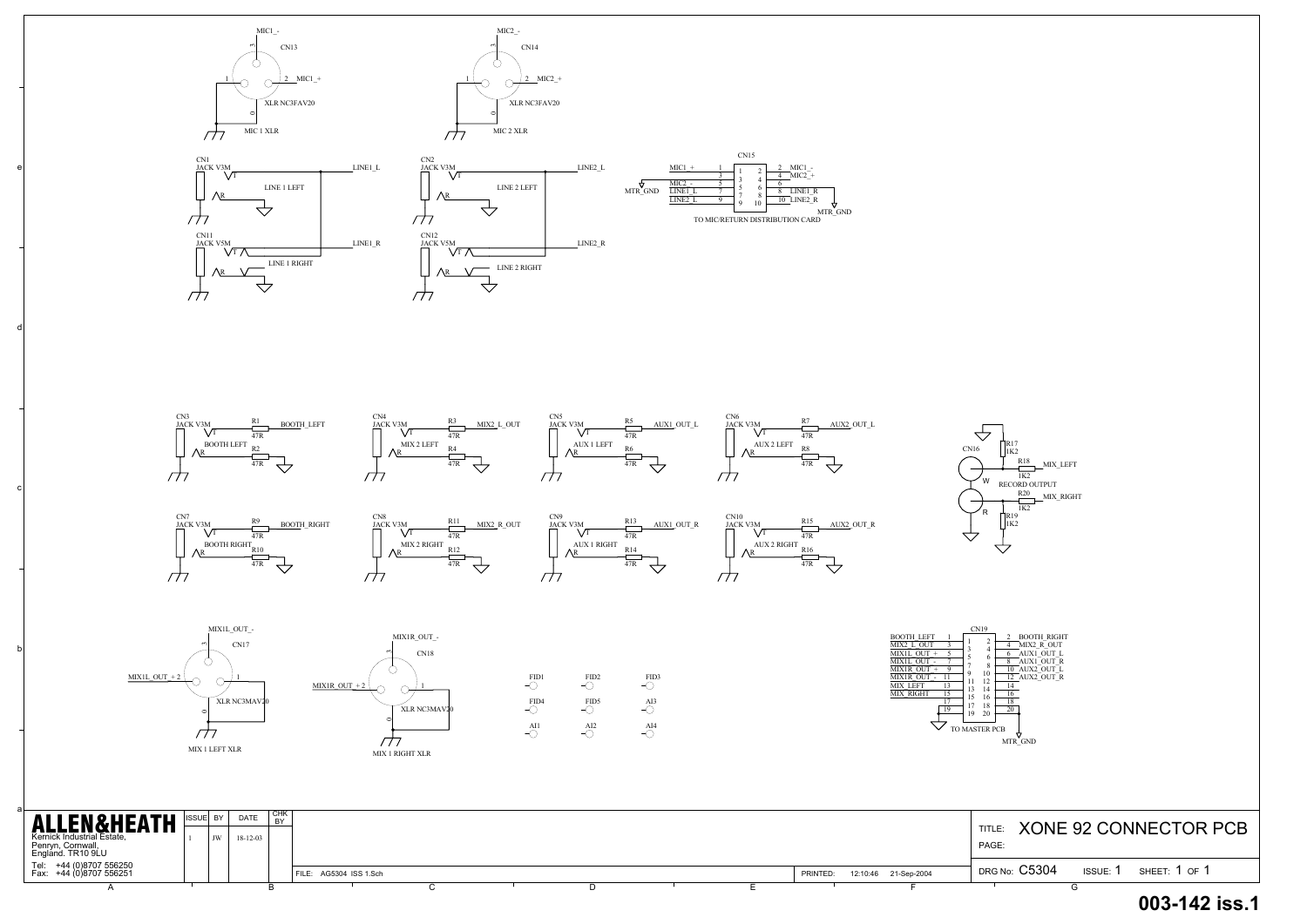MIC1_-

CN13

1 2 MIC1_+

XLR NC3FAV20

0

MIC 1 XLR

MIC2_-

CN14

1 2 MIC2_+

XLR NC3FAV20

0

MIC 2 XLR

CN1
JACK V3M
T
R
LINE 1 LEFT
LINE1_L

CN11
JACK V5M
T
R
LINE 1 RIGHT
LINE1_R

CN2
JACK V3M
T
R
LINE 2 LEFT
LINE2_L

CN12
JACK V5M
T
R
LINE 2 RIGHT
LINE2_R

CN15

| Signal | Pin | Pin | Signal |
|---|---|---|---|
| MIC1_+ | 1 | 2 | MIC1_- |
| | 3 | 4 | MIC2_+ |
| MIC2_- | 5 | 6 | |
| LINE1_L | 7 | 8 | LINE1_R |
| LINE2_L | 9 | 10 | LINE2_R |

MTR_GND

TO MIC/RETURN DISTRIBUTION CARD

CN3 JACK V3M T — R1 47R — BOOTH_LEFT; BOOTH LEFT R — R2 47R

CN4 JACK V3M T — R3 47R — MIX2_L_OUT; MIX 2 LEFT R — R4 47R

CN5 JACK V3M T — R5 47R — AUX1_OUT_L; AUX 1 LEFT R — R6 47R

CN6 JACK V3M T — R7 47R — AUX2_OUT_L; AUX 2 LEFT R — R8 47R

CN7 JACK V3M T — R9 47R — BOOTH_RIGHT; BOOTH RIGHT R — R10 47R

CN8 JACK V3M T — R11 47R — MIX2_R_OUT; MIX 2 RIGHT R — R12 47R

CN9 JACK V3M T — R13 47R — AUX1_OUT_R; AUX 1 RIGHT R — R14 47R

CN10 JACK V3M T — R15 47R — AUX2_OUT_R; AUX 2 RIGHT R — R16 47R

CN16
R17 1K2
R18 1K2 MIX_LEFT
W
RECORD OUTPUT
R20 1K2 MIX_RIGHT
R
R19 1K2

MIX1L_OUT_-
CN17
MIX1L_OUT_+ 2 1
XLR NC3MAV20
0
MIX 1 LEFT XLR

MIX1R_OUT_-
CN18
MIX1R_OUT_+ 2 1
XLR NC3MAV20
0
MIX 1 RIGHT XLR

FID1 FID2 FID3
FID4 FID5 AI3
AI1 AI2 AI4

CN19

| Signal | Pin | Pin | Signal |
|---|---|---|---|
| BOOTH_LEFT | 1 | 2 | BOOTH_RIGHT |
| MIX2_L_OUT | 3 | 4 | MIX2_R_OUT |
| MIX1L_OUT_+ | 5 | 6 | AUX1_OUT_L |
| MIX1L_OUT_- | 7 | 8 | AUX1_OUT_R |
| MIX1R_OUT_+ | 9 | 10 | AUX2_OUT_L |
| MIX1R_OUT_- | 11 | 12 | AUX2_OUT_R |
| MIX_LEFT | 13 | 14 | |
| MIX_RIGHT | 15 | 16 | |
| | 17 | 18 | |
| | 19 | 20 | |

TO MASTER PCB

MTR_GND

**ALLEN&HEATH**
Kernick Industrial Estate,
Penryn, Cornwall,
England. TR10 9LU
Tel: +44 (0)8707 556250
Fax: +44 (0)8707 556251

| ISSUE | BY | DATE | CHK BY |
|---|---|---|---|
| 1 | JW | 18-12-03 | |

FILE: AG5304 ISS 1.Sch

PRINTED: 12:10:46 21-Sep-2004

TITLE: XONE 92 CONNECTOR PCB

PAGE:

DRG No: C5304 ISSUE: 1 SHEET: 1 OF 1

**003-142 iss.1**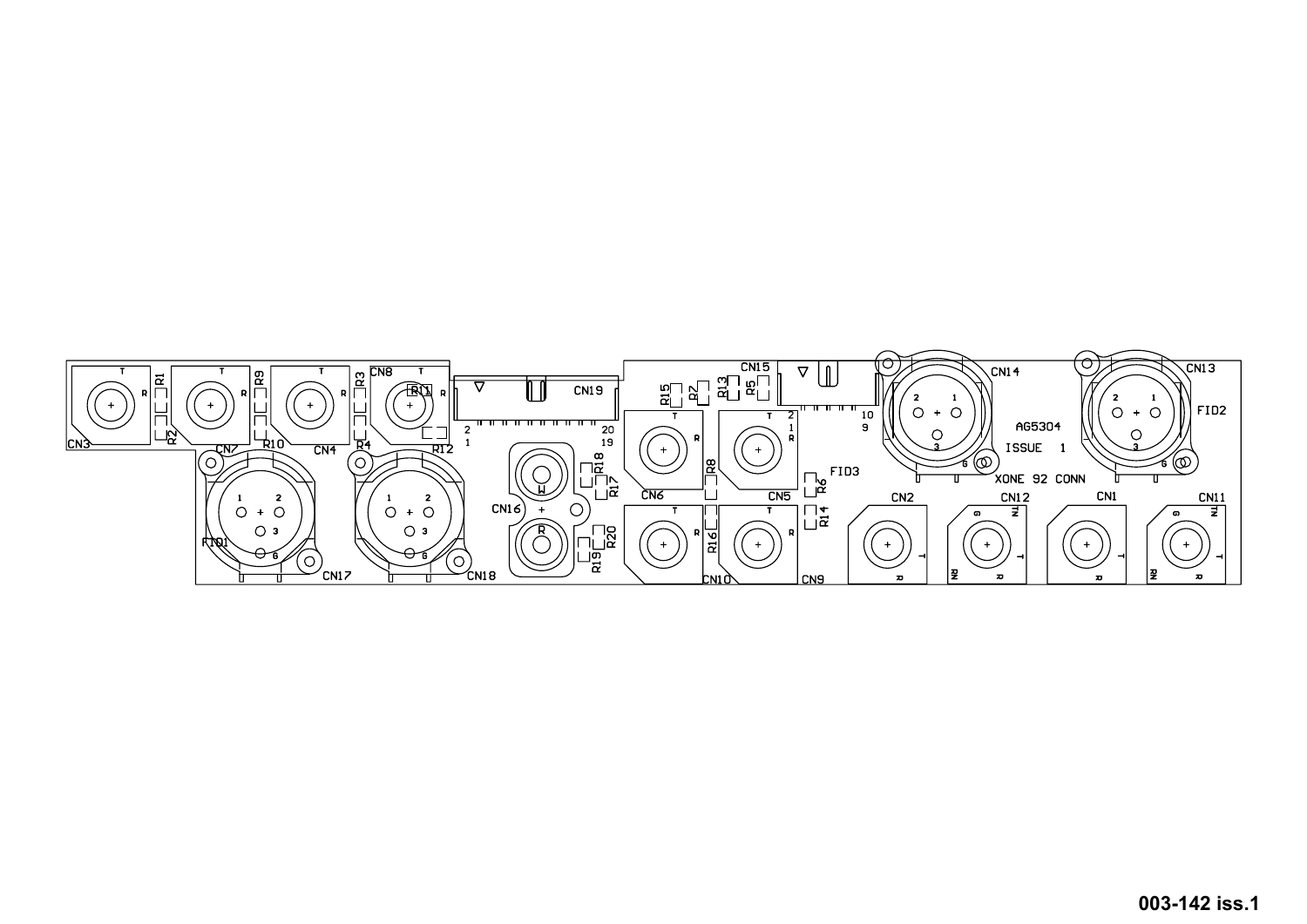003-142 iss.1